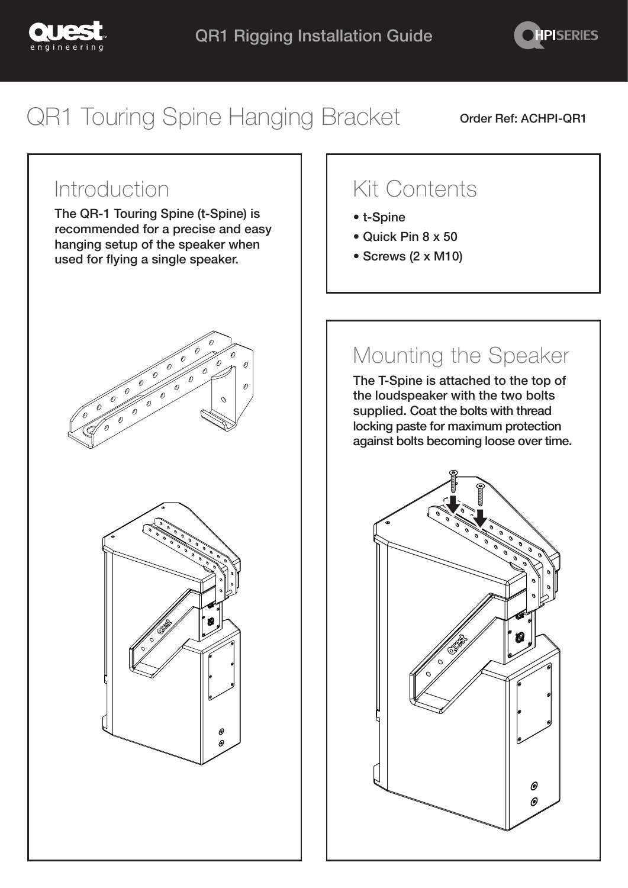# QR1 Touring Spine Hanging Bracket

**Order Ref: ACHPI-QR1**

## Introduction

**The QR-1 Touring Spine (t-Spine) is recommended for a precise and easy hanging setup of the speaker when used for flying a single speaker.**

## Kit Contents

- t-Spine
- Quick Pin 8 x 50
- Screws (2 x M10)

## Mounting the Speaker

**The T-Spine is attached to the top of the loudspeaker with the two bolts supplied. Coat the bolts with thread locking paste for maximum protection against bolts becoming loose over time.**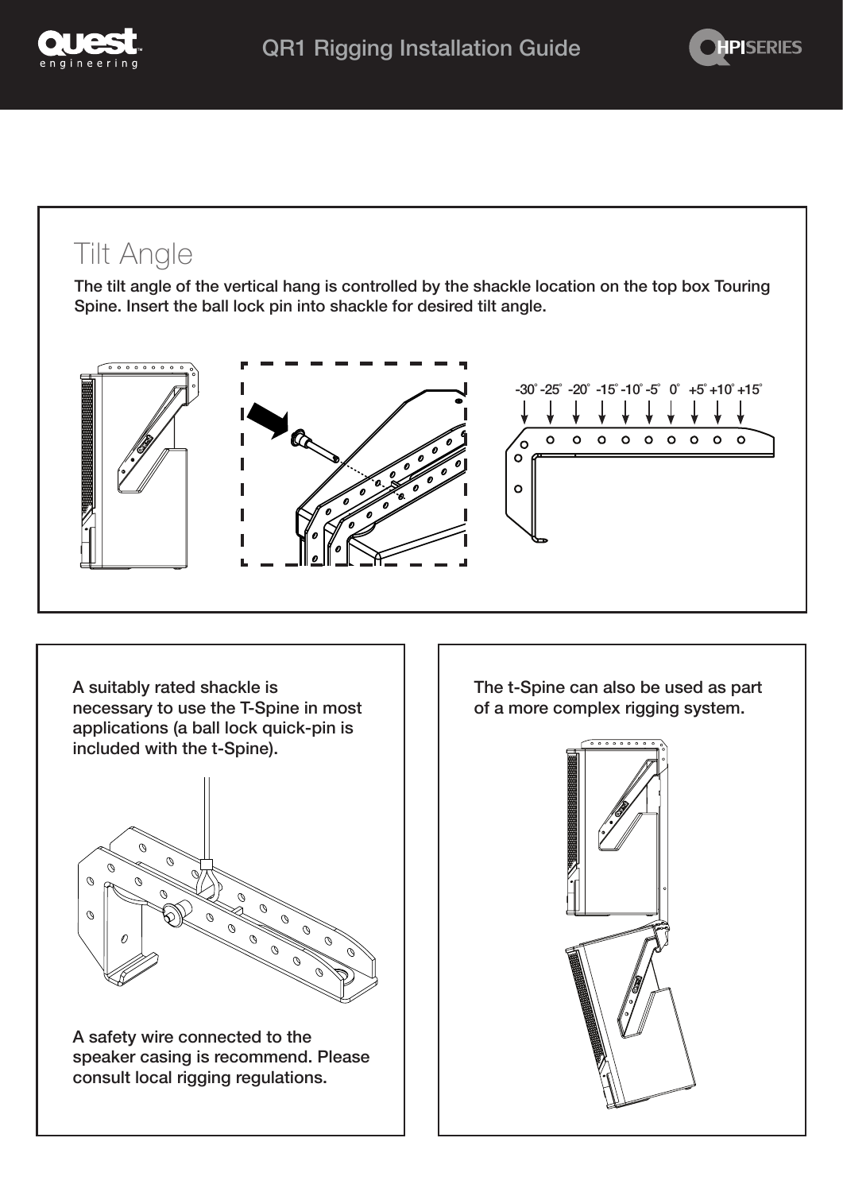## Tilt Angle

**The tilt angle of the vertical hang is controlled by the shackle location on the top box Touring Spine. Insert the ball lock pin into shackle for desired tilt angle.**

-30° -25° -20° -15° -10° -5° 0° +5° +10° +15°

**A suitably rated shackle is necessary to use the T-Spine in most applications (a ball lock quick-pin is included with the t-Spine).**

**A safety wire connected to the speaker casing is recommend. Please consult local rigging regulations.**

**The t-Spine can also be used as part of a more complex rigging system.**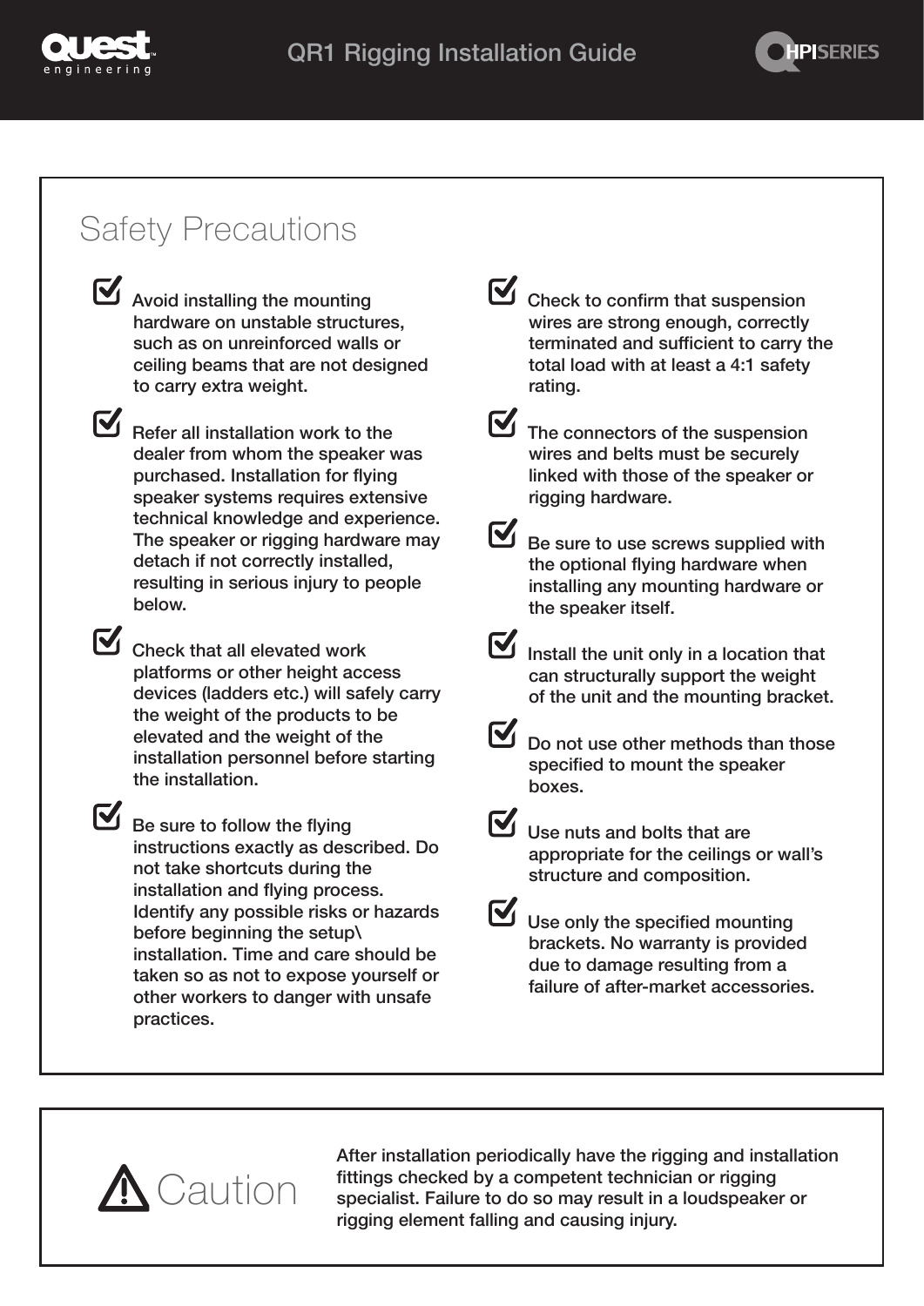## Safety Precautions

- Avoid installing the mounting hardware on unstable structures, such as on unreinforced walls or ceiling beams that are not designed to carry extra weight.
- Refer all installation work to the dealer from whom the speaker was purchased. Installation for flying speaker systems requires extensive technical knowledge and experience. The speaker or rigging hardware may detach if not correctly installed, resulting in serious injury to people below.
- Check that all elevated work platforms or other height access devices (ladders etc.) will safely carry the weight of the products to be elevated and the weight of the installation personnel before starting the installation.
- Be sure to follow the flying instructions exactly as described. Do not take shortcuts during the installation and flying process. Identify any possible risks or hazards before beginning the setup\ installation. Time and care should be taken so as not to expose yourself or other workers to danger with unsafe practices.
- Check to confirm that suspension wires are strong enough, correctly terminated and sufficient to carry the total load with at least a 4:1 safety rating.
- The connectors of the suspension wires and belts must be securely linked with those of the speaker or rigging hardware.
- Be sure to use screws supplied with the optional flying hardware when installing any mounting hardware or the speaker itself.
- Install the unit only in a location that can structurally support the weight of the unit and the mounting bracket.
- Do not use other methods than those specified to mount the speaker boxes.
- Use nuts and bolts that are appropriate for the ceilings or wall's structure and composition.
- Use only the specified mounting brackets. No warranty is provided due to damage resulting from a failure of after-market accessories.

## ⚠ Caution

After installation periodically have the rigging and installation fittings checked by a competent technician or rigging specialist. Failure to do so may result in a loudspeaker or rigging element falling and causing injury.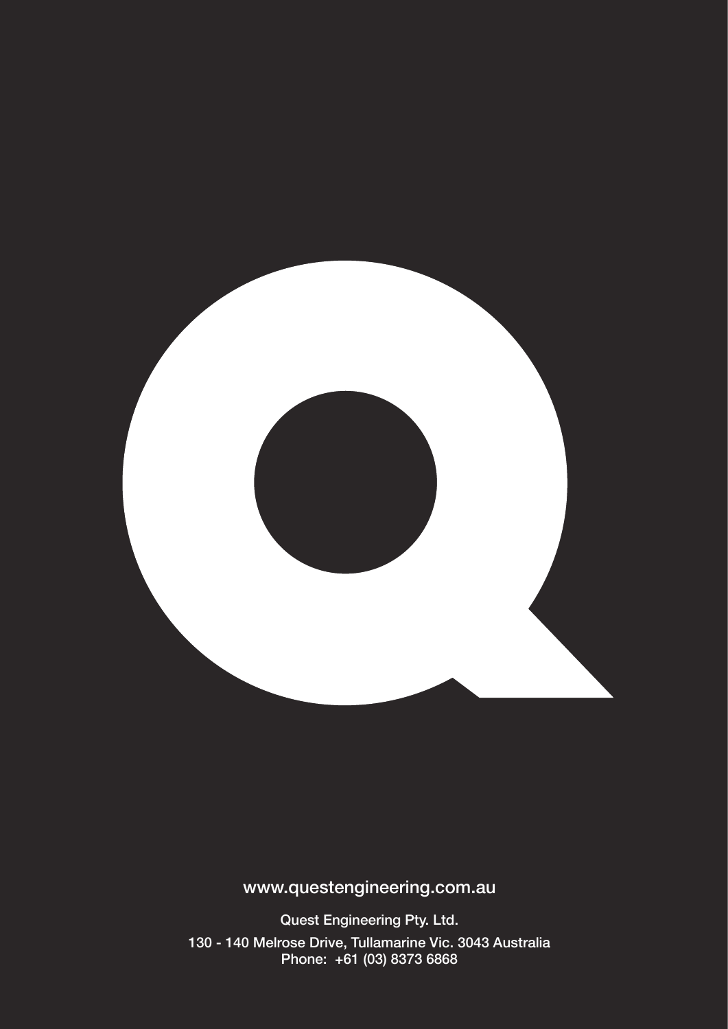www.questengineering.com.au

Quest Engineering Pty. Ltd.

130 - 140 Melrose Drive, Tullamarine Vic. 3043 Australia
Phone: +61 (03) 8373 6868